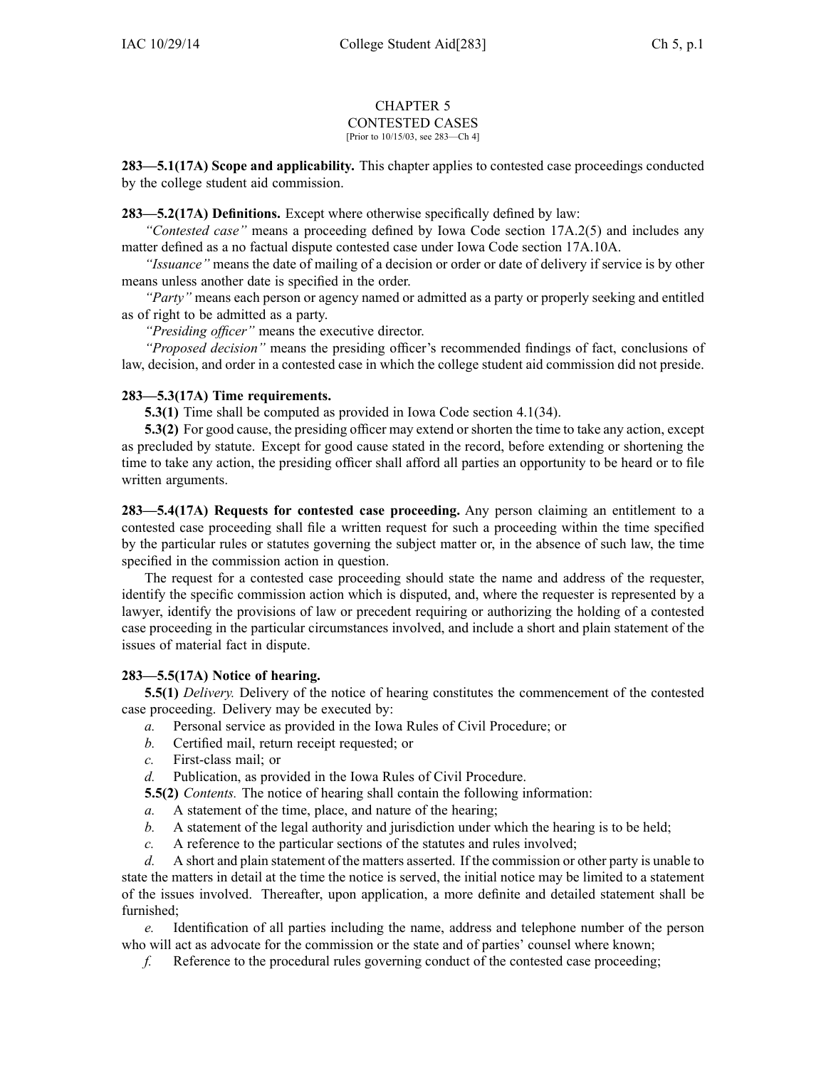# CHAPTER 5
## CONTESTED CASES
[Prior to 10/15/03, see 283—Ch 4]

**283—5.1(17A) Scope and applicability.** This chapter applies to contested case proceedings conducted by the college student aid commission.

**283—5.2(17A) Definitions.** Except where otherwise specifically defined by law:

*"Contested case"* means a proceeding defined by Iowa Code section 17A.2(5) and includes any matter defined as a no factual dispute contested case under Iowa Code section 17A.10A.

*"Issuance"* means the date of mailing of a decision or order or date of delivery if service is by other means unless another date is specified in the order.

*"Party"* means each person or agency named or admitted as a party or properly seeking and entitled as of right to be admitted as a party.

*"Presiding officer"* means the executive director.

*"Proposed decision"* means the presiding officer's recommended findings of fact, conclusions of law, decision, and order in a contested case in which the college student aid commission did not preside.

**283—5.3(17A) Time requirements.**

**5.3(1)** Time shall be computed as provided in Iowa Code section 4.1(34).

**5.3(2)** For good cause, the presiding officer may extend or shorten the time to take any action, except as precluded by statute. Except for good cause stated in the record, before extending or shortening the time to take any action, the presiding officer shall afford all parties an opportunity to be heard or to file written arguments.

**283—5.4(17A) Requests for contested case proceeding.** Any person claiming an entitlement to a contested case proceeding shall file a written request for such a proceeding within the time specified by the particular rules or statutes governing the subject matter or, in the absence of such law, the time specified in the commission action in question.

The request for a contested case proceeding should state the name and address of the requester, identify the specific commission action which is disputed, and, where the requester is represented by a lawyer, identify the provisions of law or precedent requiring or authorizing the holding of a contested case proceeding in the particular circumstances involved, and include a short and plain statement of the issues of material fact in dispute.

**283—5.5(17A) Notice of hearing.**

**5.5(1)** *Delivery.* Delivery of the notice of hearing constitutes the commencement of the contested case proceeding. Delivery may be executed by:

*a.* Personal service as provided in the Iowa Rules of Civil Procedure; or

*b.* Certified mail, return receipt requested; or

*c.* First-class mail; or

*d.* Publication, as provided in the Iowa Rules of Civil Procedure.

**5.5(2)** *Contents.* The notice of hearing shall contain the following information:

*a.* A statement of the time, place, and nature of the hearing;

*b.* A statement of the legal authority and jurisdiction under which the hearing is to be held;

*c.* A reference to the particular sections of the statutes and rules involved;

*d.* A short and plain statement of the matters asserted. If the commission or other party is unable to state the matters in detail at the time the notice is served, the initial notice may be limited to a statement of the issues involved. Thereafter, upon application, a more definite and detailed statement shall be furnished;

*e.* Identification of all parties including the name, address and telephone number of the person who will act as advocate for the commission or the state and of parties' counsel where known;

*f.* Reference to the procedural rules governing conduct of the contested case proceeding;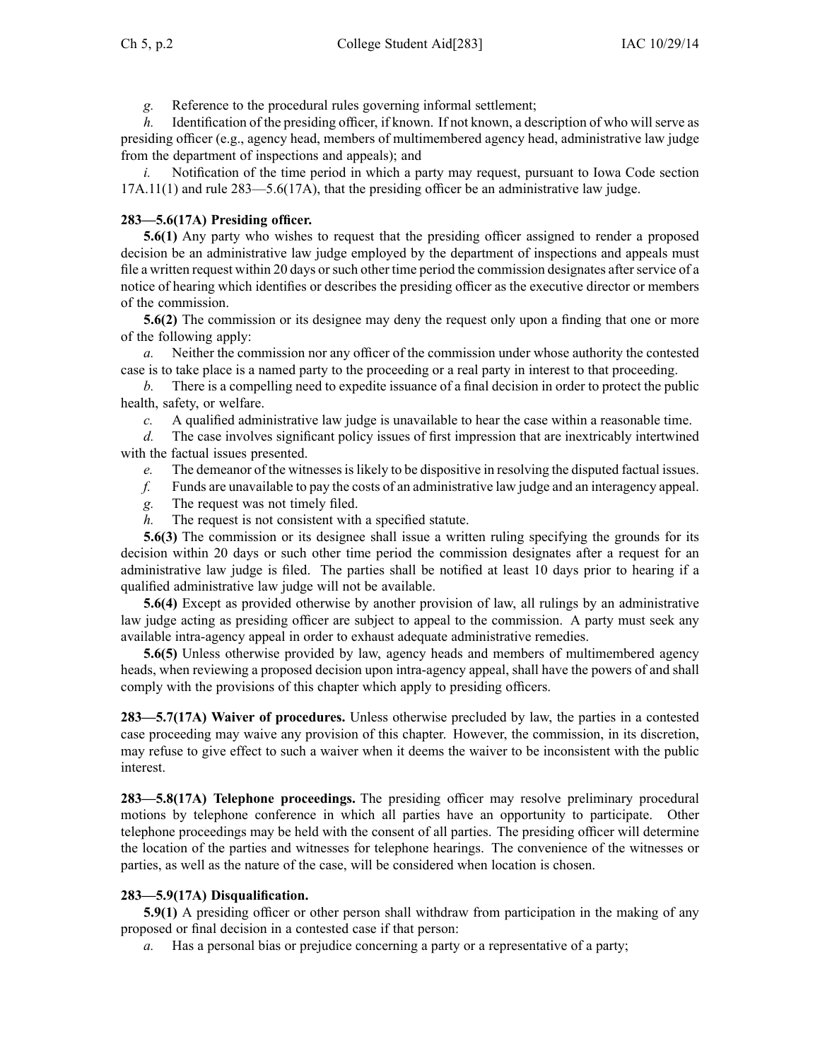*g.* Reference to the procedural rules governing informal settlement;

*h.* Identification of the presiding officer, if known. If not known, a description of who will serve as presiding officer (e.g., agency head, members of multimembered agency head, administrative law judge from the department of inspections and appeals); and

*i.* Notification of the time period in which a party may request, pursuant to Iowa Code section 17A.11(1) and rule 283—5.6(17A), that the presiding officer be an administrative law judge.

**283—5.6(17A) Presiding officer.**

**5.6(1)** Any party who wishes to request that the presiding officer assigned to render a proposed decision be an administrative law judge employed by the department of inspections and appeals must file a written request within 20 days or such other time period the commission designates after service of a notice of hearing which identifies or describes the presiding officer as the executive director or members of the commission.

**5.6(2)** The commission or its designee may deny the request only upon a finding that one or more of the following apply:

*a.* Neither the commission nor any officer of the commission under whose authority the contested case is to take place is a named party to the proceeding or a real party in interest to that proceeding.

*b.* There is a compelling need to expedite issuance of a final decision in order to protect the public health, safety, or welfare.

*c.* A qualified administrative law judge is unavailable to hear the case within a reasonable time.

*d.* The case involves significant policy issues of first impression that are inextricably intertwined with the factual issues presented.

*e.* The demeanor of the witnesses is likely to be dispositive in resolving the disputed factual issues.

*f.* Funds are unavailable to pay the costs of an administrative law judge and an interagency appeal.

*g.* The request was not timely filed.

*h.* The request is not consistent with a specified statute.

**5.6(3)** The commission or its designee shall issue a written ruling specifying the grounds for its decision within 20 days or such other time period the commission designates after a request for an administrative law judge is filed. The parties shall be notified at least 10 days prior to hearing if a qualified administrative law judge will not be available.

**5.6(4)** Except as provided otherwise by another provision of law, all rulings by an administrative law judge acting as presiding officer are subject to appeal to the commission. A party must seek any available intra-agency appeal in order to exhaust adequate administrative remedies.

**5.6(5)** Unless otherwise provided by law, agency heads and members of multimembered agency heads, when reviewing a proposed decision upon intra-agency appeal, shall have the powers of and shall comply with the provisions of this chapter which apply to presiding officers.

**283—5.7(17A) Waiver of procedures.** Unless otherwise precluded by law, the parties in a contested case proceeding may waive any provision of this chapter. However, the commission, in its discretion, may refuse to give effect to such a waiver when it deems the waiver to be inconsistent with the public interest.

**283—5.8(17A) Telephone proceedings.** The presiding officer may resolve preliminary procedural motions by telephone conference in which all parties have an opportunity to participate. Other telephone proceedings may be held with the consent of all parties. The presiding officer will determine the location of the parties and witnesses for telephone hearings. The convenience of the witnesses or parties, as well as the nature of the case, will be considered when location is chosen.

**283—5.9(17A) Disqualification.**

**5.9(1)** A presiding officer or other person shall withdraw from participation in the making of any proposed or final decision in a contested case if that person:

*a.* Has a personal bias or prejudice concerning a party or a representative of a party;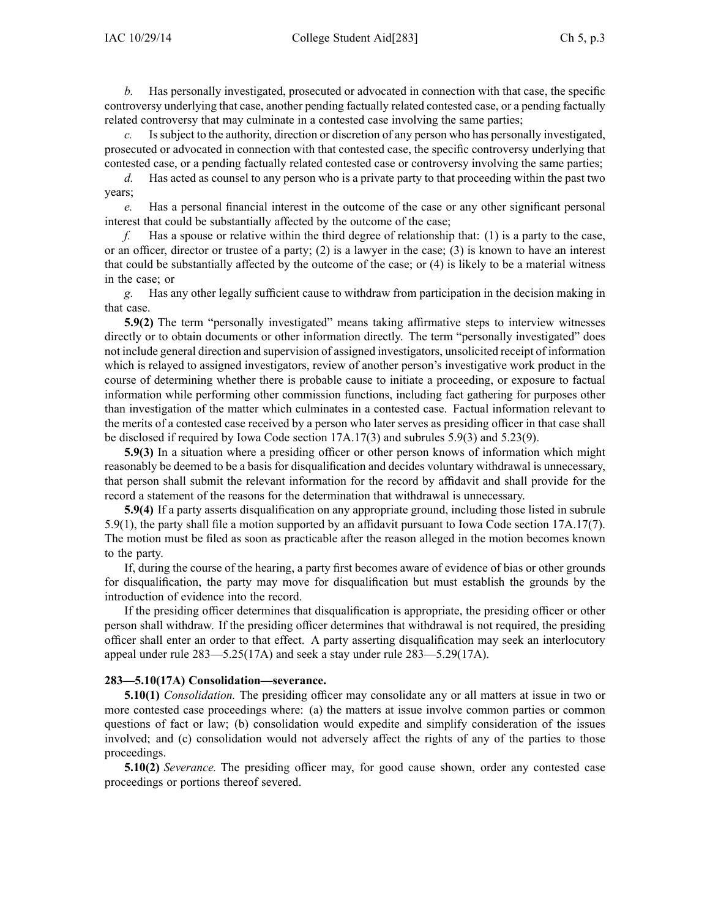*b.* Has personally investigated, prosecuted or advocated in connection with that case, the specific controversy underlying that case, another pending factually related contested case, or a pending factually related controversy that may culminate in a contested case involving the same parties;

*c.* Is subject to the authority, direction or discretion of any person who has personally investigated, prosecuted or advocated in connection with that contested case, the specific controversy underlying that contested case, or a pending factually related contested case or controversy involving the same parties;

*d.* Has acted as counsel to any person who is a private party to that proceeding within the past two years;

*e.* Has a personal financial interest in the outcome of the case or any other significant personal interest that could be substantially affected by the outcome of the case;

*f.* Has a spouse or relative within the third degree of relationship that: (1) is a party to the case, or an officer, director or trustee of a party; (2) is a lawyer in the case; (3) is known to have an interest that could be substantially affected by the outcome of the case; or (4) is likely to be a material witness in the case; or

*g.* Has any other legally sufficient cause to withdraw from participation in the decision making in that case.

**5.9(2)** The term "personally investigated" means taking affirmative steps to interview witnesses directly or to obtain documents or other information directly. The term "personally investigated" does not include general direction and supervision of assigned investigators, unsolicited receipt of information which is relayed to assigned investigators, review of another person's investigative work product in the course of determining whether there is probable cause to initiate a proceeding, or exposure to factual information while performing other commission functions, including fact gathering for purposes other than investigation of the matter which culminates in a contested case. Factual information relevant to the merits of a contested case received by a person who later serves as presiding officer in that case shall be disclosed if required by Iowa Code section 17A.17(3) and subrules 5.9(3) and 5.23(9).

**5.9(3)** In a situation where a presiding officer or other person knows of information which might reasonably be deemed to be a basis for disqualification and decides voluntary withdrawal is unnecessary, that person shall submit the relevant information for the record by affidavit and shall provide for the record a statement of the reasons for the determination that withdrawal is unnecessary.

**5.9(4)** If a party asserts disqualification on any appropriate ground, including those listed in subrule 5.9(1), the party shall file a motion supported by an affidavit pursuant to Iowa Code section 17A.17(7). The motion must be filed as soon as practicable after the reason alleged in the motion becomes known to the party.

If, during the course of the hearing, a party first becomes aware of evidence of bias or other grounds for disqualification, the party may move for disqualification but must establish the grounds by the introduction of evidence into the record.

If the presiding officer determines that disqualification is appropriate, the presiding officer or other person shall withdraw. If the presiding officer determines that withdrawal is not required, the presiding officer shall enter an order to that effect. A party asserting disqualification may seek an interlocutory appeal under rule 283—5.25(17A) and seek a stay under rule 283—5.29(17A).

**283—5.10(17A) Consolidation—severance.**

**5.10(1)** *Consolidation.* The presiding officer may consolidate any or all matters at issue in two or more contested case proceedings where: (a) the matters at issue involve common parties or common questions of fact or law; (b) consolidation would expedite and simplify consideration of the issues involved; and (c) consolidation would not adversely affect the rights of any of the parties to those proceedings.

**5.10(2)** *Severance.* The presiding officer may, for good cause shown, order any contested case proceedings or portions thereof severed.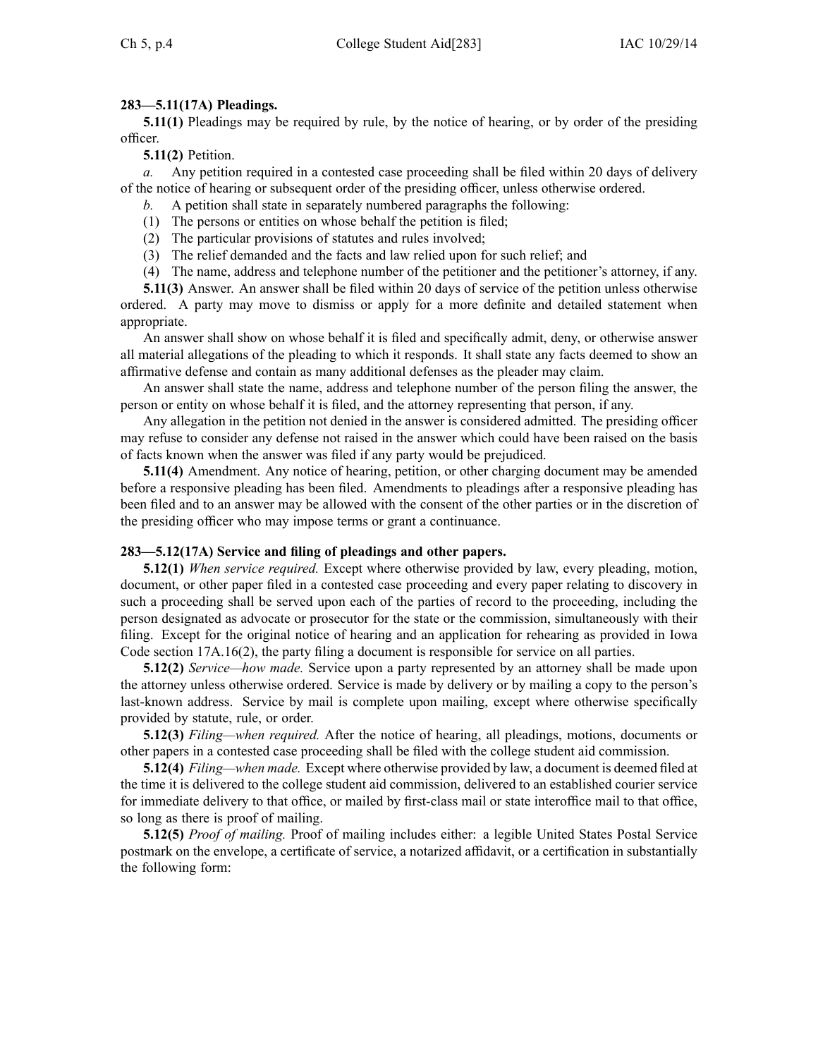**283—5.11(17A) Pleadings.**

**5.11(1)** Pleadings may be required by rule, by the notice of hearing, or by order of the presiding officer.

**5.11(2)** Petition.

*a.* Any petition required in a contested case proceeding shall be filed within 20 days of delivery of the notice of hearing or subsequent order of the presiding officer, unless otherwise ordered.

*b.* A petition shall state in separately numbered paragraphs the following:

(1) The persons or entities on whose behalf the petition is filed;

(2) The particular provisions of statutes and rules involved;

(3) The relief demanded and the facts and law relied upon for such relief; and

(4) The name, address and telephone number of the petitioner and the petitioner's attorney, if any.

**5.11(3)** Answer. An answer shall be filed within 20 days of service of the petition unless otherwise ordered. A party may move to dismiss or apply for a more definite and detailed statement when appropriate.

An answer shall show on whose behalf it is filed and specifically admit, deny, or otherwise answer all material allegations of the pleading to which it responds. It shall state any facts deemed to show an affirmative defense and contain as many additional defenses as the pleader may claim.

An answer shall state the name, address and telephone number of the person filing the answer, the person or entity on whose behalf it is filed, and the attorney representing that person, if any.

Any allegation in the petition not denied in the answer is considered admitted. The presiding officer may refuse to consider any defense not raised in the answer which could have been raised on the basis of facts known when the answer was filed if any party would be prejudiced.

**5.11(4)** Amendment. Any notice of hearing, petition, or other charging document may be amended before a responsive pleading has been filed. Amendments to pleadings after a responsive pleading has been filed and to an answer may be allowed with the consent of the other parties or in the discretion of the presiding officer who may impose terms or grant a continuance.

**283—5.12(17A) Service and filing of pleadings and other papers.**

**5.12(1)** *When service required.* Except where otherwise provided by law, every pleading, motion, document, or other paper filed in a contested case proceeding and every paper relating to discovery in such a proceeding shall be served upon each of the parties of record to the proceeding, including the person designated as advocate or prosecutor for the state or the commission, simultaneously with their filing. Except for the original notice of hearing and an application for rehearing as provided in Iowa Code section 17A.16(2), the party filing a document is responsible for service on all parties.

**5.12(2)** *Service—how made.* Service upon a party represented by an attorney shall be made upon the attorney unless otherwise ordered. Service is made by delivery or by mailing a copy to the person's last-known address. Service by mail is complete upon mailing, except where otherwise specifically provided by statute, rule, or order.

**5.12(3)** *Filing—when required.* After the notice of hearing, all pleadings, motions, documents or other papers in a contested case proceeding shall be filed with the college student aid commission.

**5.12(4)** *Filing—when made.* Except where otherwise provided by law, a document is deemed filed at the time it is delivered to the college student aid commission, delivered to an established courier service for immediate delivery to that office, or mailed by first-class mail or state interoffice mail to that office, so long as there is proof of mailing.

**5.12(5)** *Proof of mailing.* Proof of mailing includes either: a legible United States Postal Service postmark on the envelope, a certificate of service, a notarized affidavit, or a certification in substantially the following form: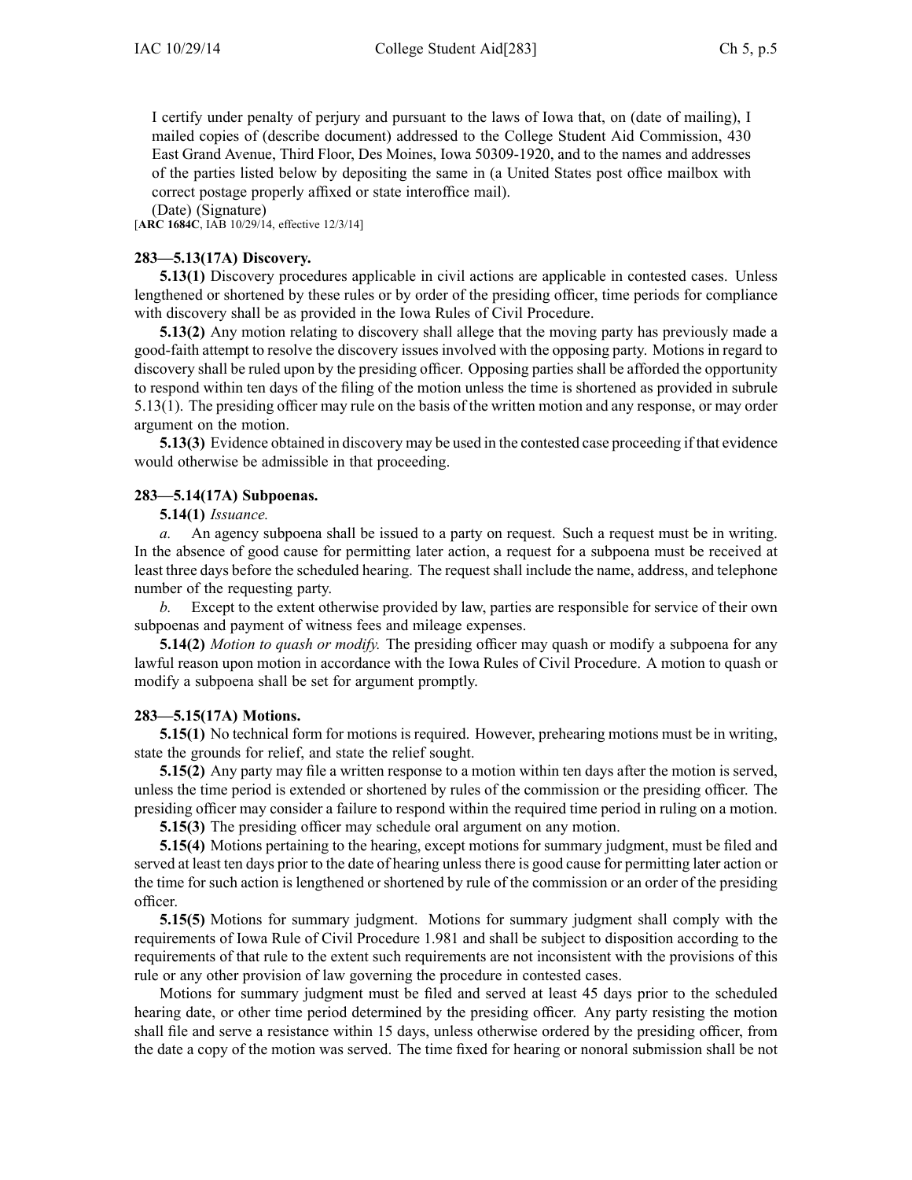I certify under penalty of perjury and pursuant to the laws of Iowa that, on (date of mailing), I mailed copies of (describe document) addressed to the College Student Aid Commission, 430 East Grand Avenue, Third Floor, Des Moines, Iowa 50309-1920, and to the names and addresses of the parties listed below by depositing the same in (a United States post office mailbox with correct postage properly affixed or state interoffice mail).

(Date) (Signature)

[**ARC 1684C**, IAB 10/29/14, effective 12/3/14]

### 283—5.13(17A) Discovery.

**5.13(1)** Discovery procedures applicable in civil actions are applicable in contested cases. Unless lengthened or shortened by these rules or by order of the presiding officer, time periods for compliance with discovery shall be as provided in the Iowa Rules of Civil Procedure.

**5.13(2)** Any motion relating to discovery shall allege that the moving party has previously made a good-faith attempt to resolve the discovery issues involved with the opposing party. Motions in regard to discovery shall be ruled upon by the presiding officer. Opposing parties shall be afforded the opportunity to respond within ten days of the filing of the motion unless the time is shortened as provided in subrule 5.13(1). The presiding officer may rule on the basis of the written motion and any response, or may order argument on the motion.

**5.13(3)** Evidence obtained in discovery may be used in the contested case proceeding if that evidence would otherwise be admissible in that proceeding.

### 283—5.14(17A) Subpoenas.

**5.14(1)** *Issuance.*

*a.* An agency subpoena shall be issued to a party on request. Such a request must be in writing. In the absence of good cause for permitting later action, a request for a subpoena must be received at least three days before the scheduled hearing. The request shall include the name, address, and telephone number of the requesting party.

*b.* Except to the extent otherwise provided by law, parties are responsible for service of their own subpoenas and payment of witness fees and mileage expenses.

**5.14(2)** *Motion to quash or modify.* The presiding officer may quash or modify a subpoena for any lawful reason upon motion in accordance with the Iowa Rules of Civil Procedure. A motion to quash or modify a subpoena shall be set for argument promptly.

### 283—5.15(17A) Motions.

**5.15(1)** No technical form for motions is required. However, prehearing motions must be in writing, state the grounds for relief, and state the relief sought.

**5.15(2)** Any party may file a written response to a motion within ten days after the motion is served, unless the time period is extended or shortened by rules of the commission or the presiding officer. The presiding officer may consider a failure to respond within the required time period in ruling on a motion.

**5.15(3)** The presiding officer may schedule oral argument on any motion.

**5.15(4)** Motions pertaining to the hearing, except motions for summary judgment, must be filed and served at least ten days prior to the date of hearing unless there is good cause for permitting later action or the time for such action is lengthened or shortened by rule of the commission or an order of the presiding officer.

**5.15(5)** Motions for summary judgment. Motions for summary judgment shall comply with the requirements of Iowa Rule of Civil Procedure 1.981 and shall be subject to disposition according to the requirements of that rule to the extent such requirements are not inconsistent with the provisions of this rule or any other provision of law governing the procedure in contested cases.

Motions for summary judgment must be filed and served at least 45 days prior to the scheduled hearing date, or other time period determined by the presiding officer. Any party resisting the motion shall file and serve a resistance within 15 days, unless otherwise ordered by the presiding officer, from the date a copy of the motion was served. The time fixed for hearing or nonoral submission shall be not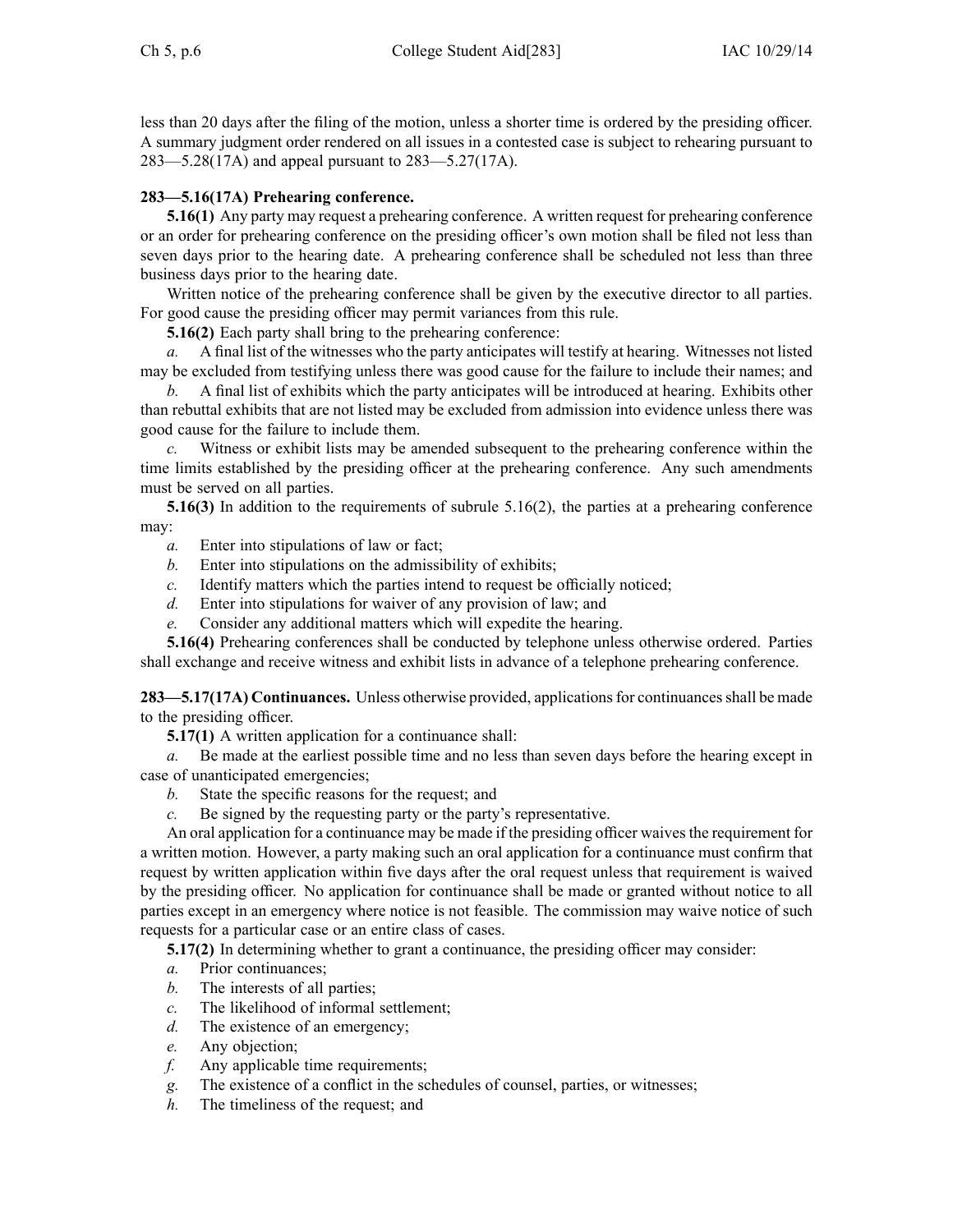less than 20 days after the filing of the motion, unless a shorter time is ordered by the presiding officer. A summary judgment order rendered on all issues in a contested case is subject to rehearing pursuant to 283—5.28(17A) and appeal pursuant to 283—5.27(17A).

**283—5.16(17A) Prehearing conference.**

**5.16(1)** Any party may request a prehearing conference. A written request for prehearing conference or an order for prehearing conference on the presiding officer's own motion shall be filed not less than seven days prior to the hearing date. A prehearing conference shall be scheduled not less than three business days prior to the hearing date.

Written notice of the prehearing conference shall be given by the executive director to all parties. For good cause the presiding officer may permit variances from this rule.

**5.16(2)** Each party shall bring to the prehearing conference:

*a.* A final list of the witnesses who the party anticipates will testify at hearing. Witnesses not listed may be excluded from testifying unless there was good cause for the failure to include their names; and

*b.* A final list of exhibits which the party anticipates will be introduced at hearing. Exhibits other than rebuttal exhibits that are not listed may be excluded from admission into evidence unless there was good cause for the failure to include them.

*c.* Witness or exhibit lists may be amended subsequent to the prehearing conference within the time limits established by the presiding officer at the prehearing conference. Any such amendments must be served on all parties.

**5.16(3)** In addition to the requirements of subrule 5.16(2), the parties at a prehearing conference may:

*a.* Enter into stipulations of law or fact;

*b.* Enter into stipulations on the admissibility of exhibits;

*c.* Identify matters which the parties intend to request be officially noticed;

*d.* Enter into stipulations for waiver of any provision of law; and

*e.* Consider any additional matters which will expedite the hearing.

**5.16(4)** Prehearing conferences shall be conducted by telephone unless otherwise ordered. Parties shall exchange and receive witness and exhibit lists in advance of a telephone prehearing conference.

**283—5.17(17A) Continuances.** Unless otherwise provided, applications for continuances shall be made to the presiding officer.

**5.17(1)** A written application for a continuance shall:

*a.* Be made at the earliest possible time and no less than seven days before the hearing except in case of unanticipated emergencies;

*b.* State the specific reasons for the request; and

*c.* Be signed by the requesting party or the party's representative.

An oral application for a continuance may be made if the presiding officer waives the requirement for a written motion. However, a party making such an oral application for a continuance must confirm that request by written application within five days after the oral request unless that requirement is waived by the presiding officer. No application for continuance shall be made or granted without notice to all parties except in an emergency where notice is not feasible. The commission may waive notice of such requests for a particular case or an entire class of cases.

**5.17(2)** In determining whether to grant a continuance, the presiding officer may consider:

*a.* Prior continuances;

*b.* The interests of all parties;

*c.* The likelihood of informal settlement;

*d.* The existence of an emergency;

*e.* Any objection;

*f.* Any applicable time requirements;

*g.* The existence of a conflict in the schedules of counsel, parties, or witnesses;

*h.* The timeliness of the request; and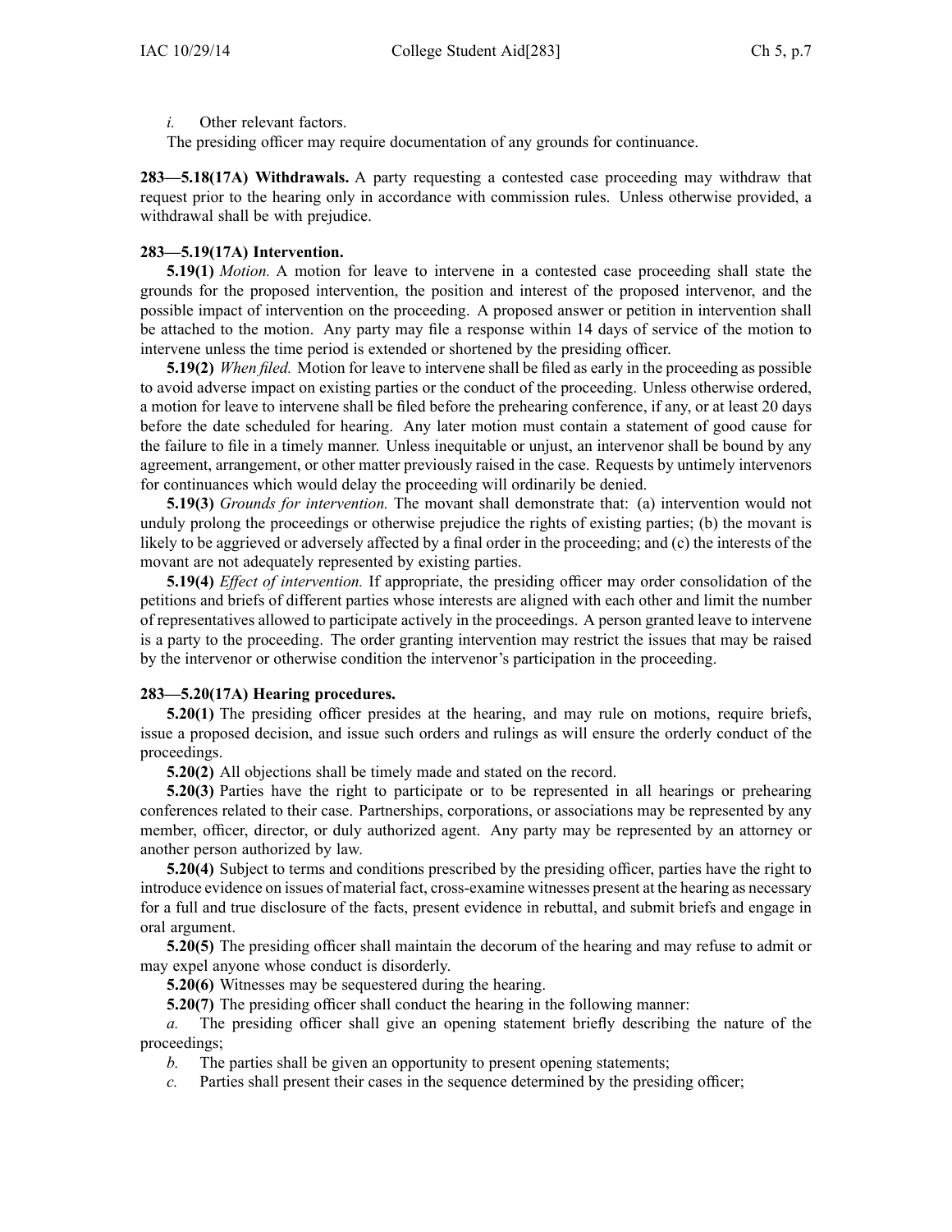*i.* Other relevant factors.

The presiding officer may require documentation of any grounds for continuance.

**283—5.18(17A) Withdrawals.** A party requesting a contested case proceeding may withdraw that request prior to the hearing only in accordance with commission rules. Unless otherwise provided, a withdrawal shall be with prejudice.

**283—5.19(17A) Intervention.**

**5.19(1)** *Motion.* A motion for leave to intervene in a contested case proceeding shall state the grounds for the proposed intervention, the position and interest of the proposed intervenor, and the possible impact of intervention on the proceeding. A proposed answer or petition in intervention shall be attached to the motion. Any party may file a response within 14 days of service of the motion to intervene unless the time period is extended or shortened by the presiding officer.

**5.19(2)** *When filed.* Motion for leave to intervene shall be filed as early in the proceeding as possible to avoid adverse impact on existing parties or the conduct of the proceeding. Unless otherwise ordered, a motion for leave to intervene shall be filed before the prehearing conference, if any, or at least 20 days before the date scheduled for hearing. Any later motion must contain a statement of good cause for the failure to file in a timely manner. Unless inequitable or unjust, an intervenor shall be bound by any agreement, arrangement, or other matter previously raised in the case. Requests by untimely intervenors for continuances which would delay the proceeding will ordinarily be denied.

**5.19(3)** *Grounds for intervention.* The movant shall demonstrate that: (a) intervention would not unduly prolong the proceedings or otherwise prejudice the rights of existing parties; (b) the movant is likely to be aggrieved or adversely affected by a final order in the proceeding; and (c) the interests of the movant are not adequately represented by existing parties.

**5.19(4)** *Effect of intervention.* If appropriate, the presiding officer may order consolidation of the petitions and briefs of different parties whose interests are aligned with each other and limit the number of representatives allowed to participate actively in the proceedings. A person granted leave to intervene is a party to the proceeding. The order granting intervention may restrict the issues that may be raised by the intervenor or otherwise condition the intervenor's participation in the proceeding.

**283—5.20(17A) Hearing procedures.**

**5.20(1)** The presiding officer presides at the hearing, and may rule on motions, require briefs, issue a proposed decision, and issue such orders and rulings as will ensure the orderly conduct of the proceedings.

**5.20(2)** All objections shall be timely made and stated on the record.

**5.20(3)** Parties have the right to participate or to be represented in all hearings or prehearing conferences related to their case. Partnerships, corporations, or associations may be represented by any member, officer, director, or duly authorized agent. Any party may be represented by an attorney or another person authorized by law.

**5.20(4)** Subject to terms and conditions prescribed by the presiding officer, parties have the right to introduce evidence on issues of material fact, cross-examine witnesses present at the hearing as necessary for a full and true disclosure of the facts, present evidence in rebuttal, and submit briefs and engage in oral argument.

**5.20(5)** The presiding officer shall maintain the decorum of the hearing and may refuse to admit or may expel anyone whose conduct is disorderly.

**5.20(6)** Witnesses may be sequestered during the hearing.

**5.20(7)** The presiding officer shall conduct the hearing in the following manner:

*a.* The presiding officer shall give an opening statement briefly describing the nature of the proceedings;

*b.* The parties shall be given an opportunity to present opening statements;

*c.* Parties shall present their cases in the sequence determined by the presiding officer;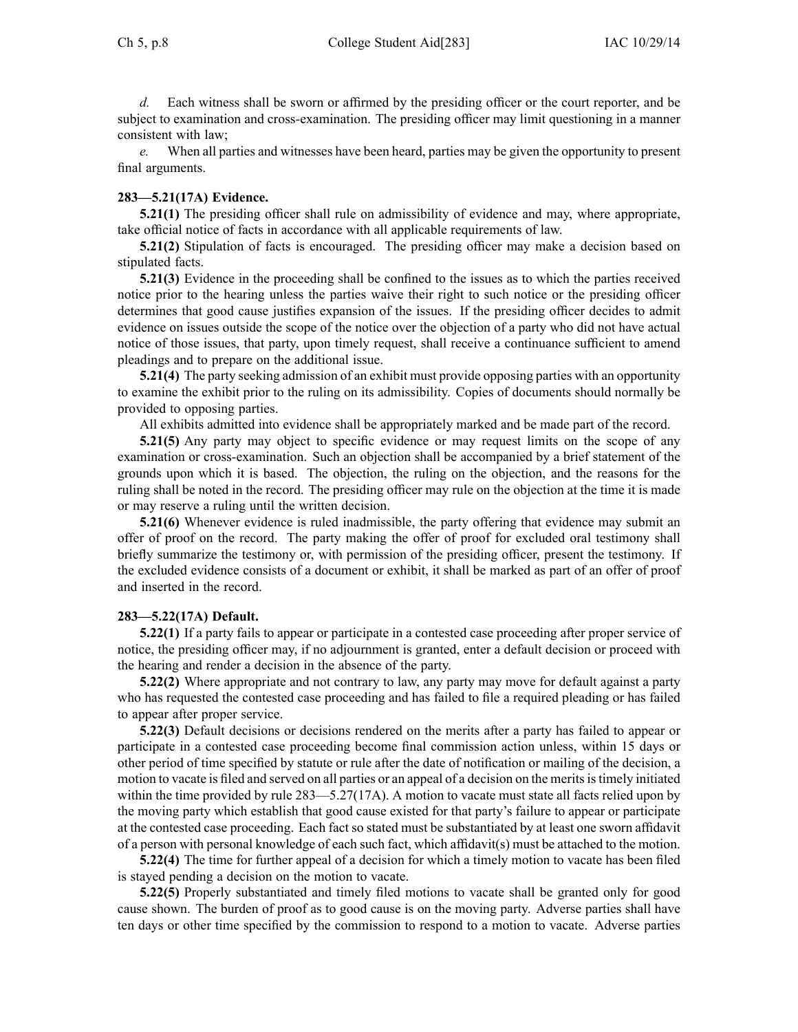*d.* Each witness shall be sworn or affirmed by the presiding officer or the court reporter, and be subject to examination and cross-examination. The presiding officer may limit questioning in a manner consistent with law;

*e.* When all parties and witnesses have been heard, parties may be given the opportunity to present final arguments.

**283—5.21(17A) Evidence.**

**5.21(1)** The presiding officer shall rule on admissibility of evidence and may, where appropriate, take official notice of facts in accordance with all applicable requirements of law.

**5.21(2)** Stipulation of facts is encouraged. The presiding officer may make a decision based on stipulated facts.

**5.21(3)** Evidence in the proceeding shall be confined to the issues as to which the parties received notice prior to the hearing unless the parties waive their right to such notice or the presiding officer determines that good cause justifies expansion of the issues. If the presiding officer decides to admit evidence on issues outside the scope of the notice over the objection of a party who did not have actual notice of those issues, that party, upon timely request, shall receive a continuance sufficient to amend pleadings and to prepare on the additional issue.

**5.21(4)** The party seeking admission of an exhibit must provide opposing parties with an opportunity to examine the exhibit prior to the ruling on its admissibility. Copies of documents should normally be provided to opposing parties.

All exhibits admitted into evidence shall be appropriately marked and be made part of the record.

**5.21(5)** Any party may object to specific evidence or may request limits on the scope of any examination or cross-examination. Such an objection shall be accompanied by a brief statement of the grounds upon which it is based. The objection, the ruling on the objection, and the reasons for the ruling shall be noted in the record. The presiding officer may rule on the objection at the time it is made or may reserve a ruling until the written decision.

**5.21(6)** Whenever evidence is ruled inadmissible, the party offering that evidence may submit an offer of proof on the record. The party making the offer of proof for excluded oral testimony shall briefly summarize the testimony or, with permission of the presiding officer, present the testimony. If the excluded evidence consists of a document or exhibit, it shall be marked as part of an offer of proof and inserted in the record.

**283—5.22(17A) Default.**

**5.22(1)** If a party fails to appear or participate in a contested case proceeding after proper service of notice, the presiding officer may, if no adjournment is granted, enter a default decision or proceed with the hearing and render a decision in the absence of the party.

**5.22(2)** Where appropriate and not contrary to law, any party may move for default against a party who has requested the contested case proceeding and has failed to file a required pleading or has failed to appear after proper service.

**5.22(3)** Default decisions or decisions rendered on the merits after a party has failed to appear or participate in a contested case proceeding become final commission action unless, within 15 days or other period of time specified by statute or rule after the date of notification or mailing of the decision, a motion to vacate is filed and served on all parties or an appeal of a decision on the merits is timely initiated within the time provided by rule 283—5.27(17A). A motion to vacate must state all facts relied upon by the moving party which establish that good cause existed for that party's failure to appear or participate at the contested case proceeding. Each fact so stated must be substantiated by at least one sworn affidavit of a person with personal knowledge of each such fact, which affidavit(s) must be attached to the motion.

**5.22(4)** The time for further appeal of a decision for which a timely motion to vacate has been filed is stayed pending a decision on the motion to vacate.

**5.22(5)** Properly substantiated and timely filed motions to vacate shall be granted only for good cause shown. The burden of proof as to good cause is on the moving party. Adverse parties shall have ten days or other time specified by the commission to respond to a motion to vacate. Adverse parties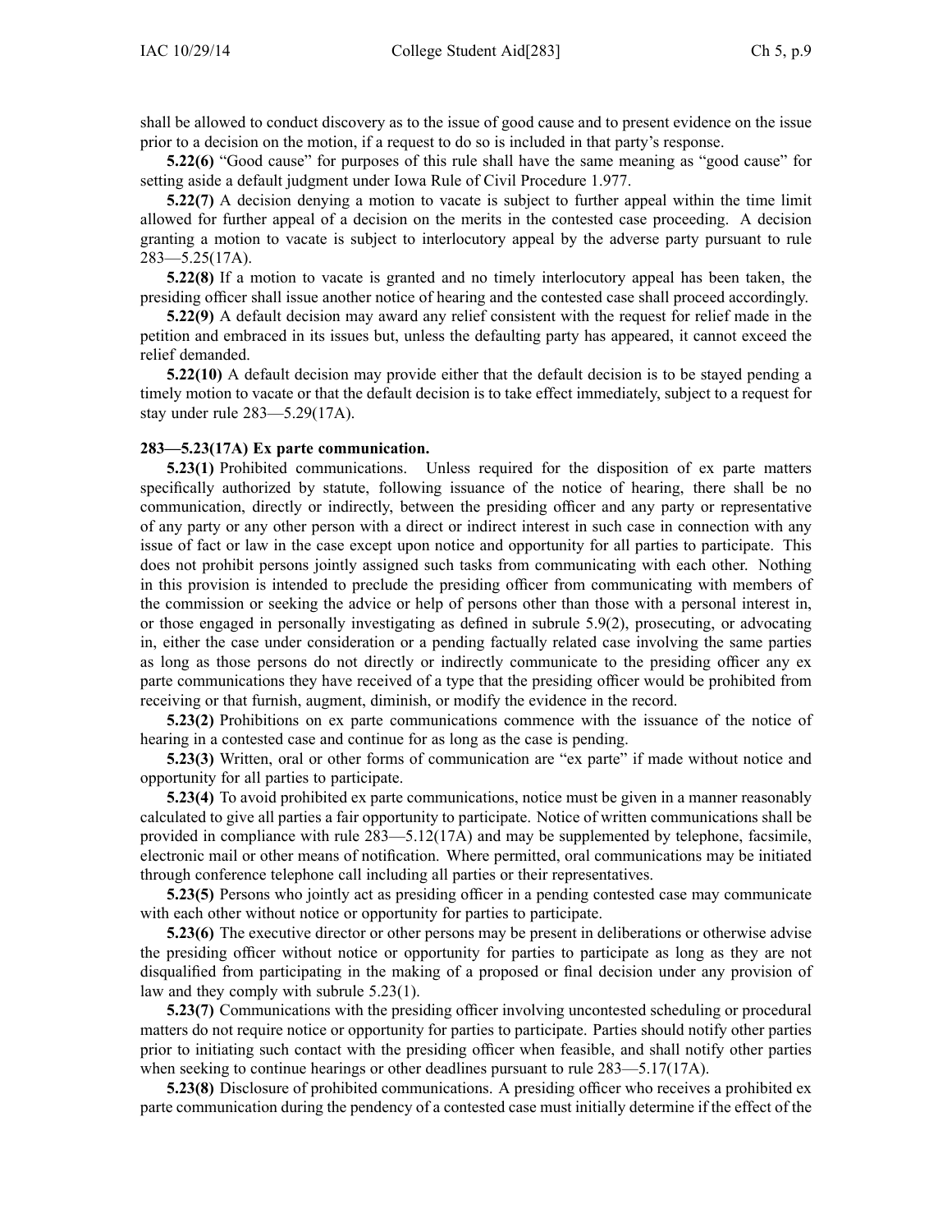shall be allowed to conduct discovery as to the issue of good cause and to present evidence on the issue prior to a decision on the motion, if a request to do so is included in that party's response.

**5.22(6)** "Good cause" for purposes of this rule shall have the same meaning as "good cause" for setting aside a default judgment under Iowa Rule of Civil Procedure 1.977.

**5.22(7)** A decision denying a motion to vacate is subject to further appeal within the time limit allowed for further appeal of a decision on the merits in the contested case proceeding. A decision granting a motion to vacate is subject to interlocutory appeal by the adverse party pursuant to rule 283—5.25(17A).

**5.22(8)** If a motion to vacate is granted and no timely interlocutory appeal has been taken, the presiding officer shall issue another notice of hearing and the contested case shall proceed accordingly.

**5.22(9)** A default decision may award any relief consistent with the request for relief made in the petition and embraced in its issues but, unless the defaulting party has appeared, it cannot exceed the relief demanded.

**5.22(10)** A default decision may provide either that the default decision is to be stayed pending a timely motion to vacate or that the default decision is to take effect immediately, subject to a request for stay under rule 283—5.29(17A).

**283—5.23(17A) Ex parte communication.**

**5.23(1)** Prohibited communications. Unless required for the disposition of ex parte matters specifically authorized by statute, following issuance of the notice of hearing, there shall be no communication, directly or indirectly, between the presiding officer and any party or representative of any party or any other person with a direct or indirect interest in such case in connection with any issue of fact or law in the case except upon notice and opportunity for all parties to participate. This does not prohibit persons jointly assigned such tasks from communicating with each other. Nothing in this provision is intended to preclude the presiding officer from communicating with members of the commission or seeking the advice or help of persons other than those with a personal interest in, or those engaged in personally investigating as defined in subrule 5.9(2), prosecuting, or advocating in, either the case under consideration or a pending factually related case involving the same parties as long as those persons do not directly or indirectly communicate to the presiding officer any ex parte communications they have received of a type that the presiding officer would be prohibited from receiving or that furnish, augment, diminish, or modify the evidence in the record.

**5.23(2)** Prohibitions on ex parte communications commence with the issuance of the notice of hearing in a contested case and continue for as long as the case is pending.

**5.23(3)** Written, oral or other forms of communication are "ex parte" if made without notice and opportunity for all parties to participate.

**5.23(4)** To avoid prohibited ex parte communications, notice must be given in a manner reasonably calculated to give all parties a fair opportunity to participate. Notice of written communications shall be provided in compliance with rule 283—5.12(17A) and may be supplemented by telephone, facsimile, electronic mail or other means of notification. Where permitted, oral communications may be initiated through conference telephone call including all parties or their representatives.

**5.23(5)** Persons who jointly act as presiding officer in a pending contested case may communicate with each other without notice or opportunity for parties to participate.

**5.23(6)** The executive director or other persons may be present in deliberations or otherwise advise the presiding officer without notice or opportunity for parties to participate as long as they are not disqualified from participating in the making of a proposed or final decision under any provision of law and they comply with subrule 5.23(1).

**5.23(7)** Communications with the presiding officer involving uncontested scheduling or procedural matters do not require notice or opportunity for parties to participate. Parties should notify other parties prior to initiating such contact with the presiding officer when feasible, and shall notify other parties when seeking to continue hearings or other deadlines pursuant to rule 283—5.17(17A).

**5.23(8)** Disclosure of prohibited communications. A presiding officer who receives a prohibited ex parte communication during the pendency of a contested case must initially determine if the effect of the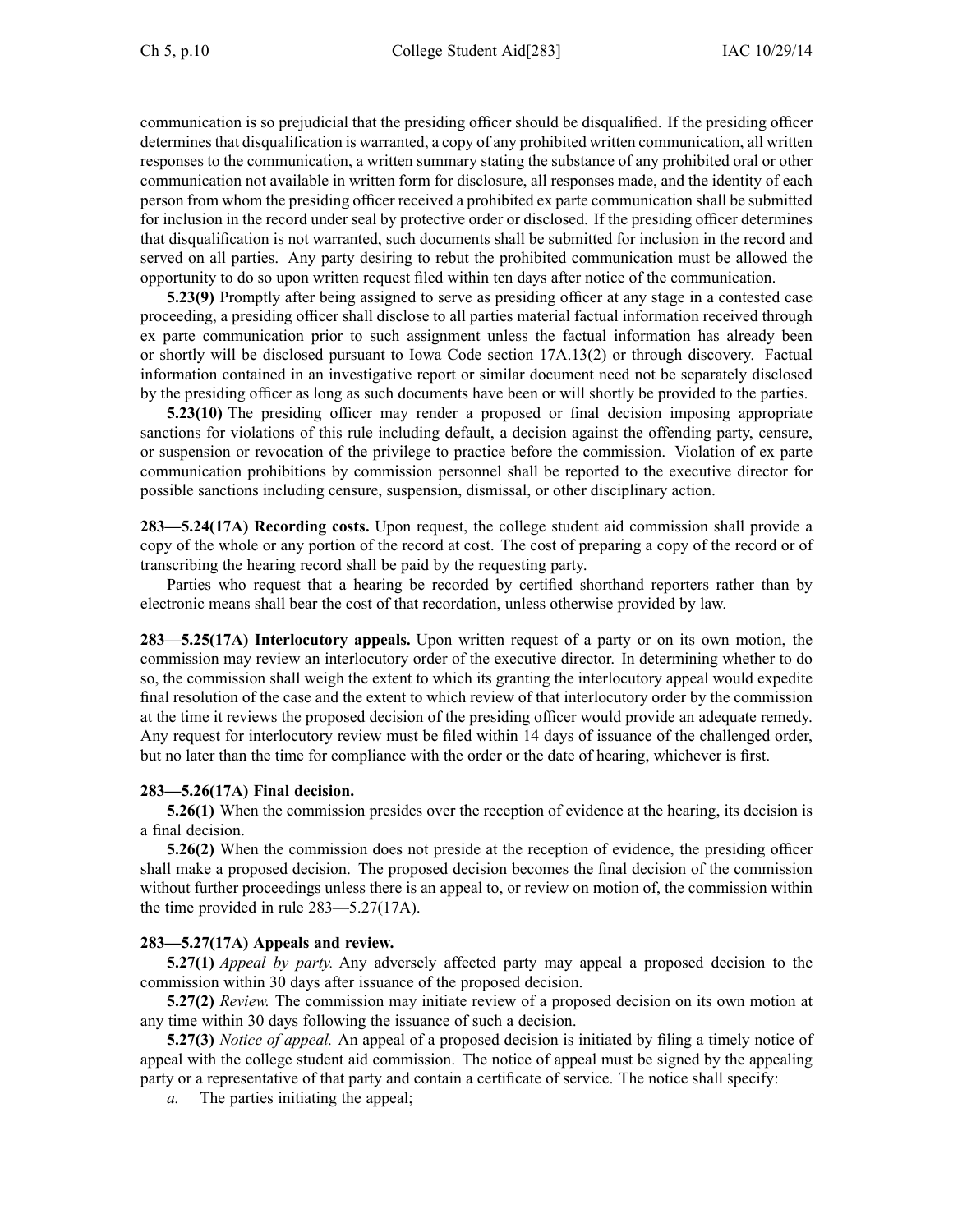communication is so prejudicial that the presiding officer should be disqualified. If the presiding officer determines that disqualification is warranted, a copy of any prohibited written communication, all written responses to the communication, a written summary stating the substance of any prohibited oral or other communication not available in written form for disclosure, all responses made, and the identity of each person from whom the presiding officer received a prohibited ex parte communication shall be submitted for inclusion in the record under seal by protective order or disclosed. If the presiding officer determines that disqualification is not warranted, such documents shall be submitted for inclusion in the record and served on all parties. Any party desiring to rebut the prohibited communication must be allowed the opportunity to do so upon written request filed within ten days after notice of the communication.

**5.23(9)** Promptly after being assigned to serve as presiding officer at any stage in a contested case proceeding, a presiding officer shall disclose to all parties material factual information received through ex parte communication prior to such assignment unless the factual information has already been or shortly will be disclosed pursuant to Iowa Code section 17A.13(2) or through discovery. Factual information contained in an investigative report or similar document need not be separately disclosed by the presiding officer as long as such documents have been or will shortly be provided to the parties.

**5.23(10)** The presiding officer may render a proposed or final decision imposing appropriate sanctions for violations of this rule including default, a decision against the offending party, censure, or suspension or revocation of the privilege to practice before the commission. Violation of ex parte communication prohibitions by commission personnel shall be reported to the executive director for possible sanctions including censure, suspension, dismissal, or other disciplinary action.

**283—5.24(17A) Recording costs.** Upon request, the college student aid commission shall provide a copy of the whole or any portion of the record at cost. The cost of preparing a copy of the record or of transcribing the hearing record shall be paid by the requesting party.

Parties who request that a hearing be recorded by certified shorthand reporters rather than by electronic means shall bear the cost of that recordation, unless otherwise provided by law.

**283—5.25(17A) Interlocutory appeals.** Upon written request of a party or on its own motion, the commission may review an interlocutory order of the executive director. In determining whether to do so, the commission shall weigh the extent to which its granting the interlocutory appeal would expedite final resolution of the case and the extent to which review of that interlocutory order by the commission at the time it reviews the proposed decision of the presiding officer would provide an adequate remedy. Any request for interlocutory review must be filed within 14 days of issuance of the challenged order, but no later than the time for compliance with the order or the date of hearing, whichever is first.

**283—5.26(17A) Final decision.**

**5.26(1)** When the commission presides over the reception of evidence at the hearing, its decision is a final decision.

**5.26(2)** When the commission does not preside at the reception of evidence, the presiding officer shall make a proposed decision. The proposed decision becomes the final decision of the commission without further proceedings unless there is an appeal to, or review on motion of, the commission within the time provided in rule 283—5.27(17A).

**283—5.27(17A) Appeals and review.**

**5.27(1)** *Appeal by party.* Any adversely affected party may appeal a proposed decision to the commission within 30 days after issuance of the proposed decision.

**5.27(2)** *Review.* The commission may initiate review of a proposed decision on its own motion at any time within 30 days following the issuance of such a decision.

**5.27(3)** *Notice of appeal.* An appeal of a proposed decision is initiated by filing a timely notice of appeal with the college student aid commission. The notice of appeal must be signed by the appealing party or a representative of that party and contain a certificate of service. The notice shall specify:

*a.* The parties initiating the appeal;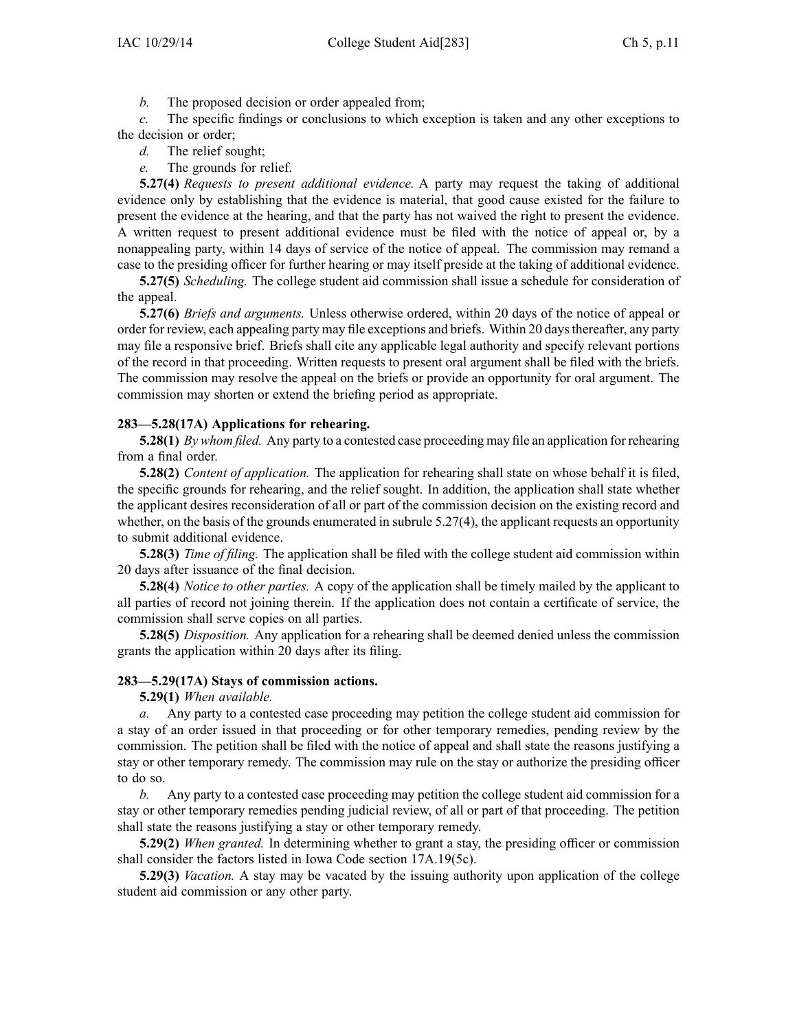*b.* The proposed decision or order appealed from;

*c.* The specific findings or conclusions to which exception is taken and any other exceptions to the decision or order;

*d.* The relief sought;

*e.* The grounds for relief.

**5.27(4)** *Requests to present additional evidence.* A party may request the taking of additional evidence only by establishing that the evidence is material, that good cause existed for the failure to present the evidence at the hearing, and that the party has not waived the right to present the evidence. A written request to present additional evidence must be filed with the notice of appeal or, by a nonappealing party, within 14 days of service of the notice of appeal. The commission may remand a case to the presiding officer for further hearing or may itself preside at the taking of additional evidence.

**5.27(5)** *Scheduling.* The college student aid commission shall issue a schedule for consideration of the appeal.

**5.27(6)** *Briefs and arguments.* Unless otherwise ordered, within 20 days of the notice of appeal or order for review, each appealing party may file exceptions and briefs. Within 20 days thereafter, any party may file a responsive brief. Briefs shall cite any applicable legal authority and specify relevant portions of the record in that proceeding. Written requests to present oral argument shall be filed with the briefs. The commission may resolve the appeal on the briefs or provide an opportunity for oral argument. The commission may shorten or extend the briefing period as appropriate.

**283—5.28(17A) Applications for rehearing.**

**5.28(1)** *By whom filed.* Any party to a contested case proceeding may file an application for rehearing from a final order.

**5.28(2)** *Content of application.* The application for rehearing shall state on whose behalf it is filed, the specific grounds for rehearing, and the relief sought. In addition, the application shall state whether the applicant desires reconsideration of all or part of the commission decision on the existing record and whether, on the basis of the grounds enumerated in subrule 5.27(4), the applicant requests an opportunity to submit additional evidence.

**5.28(3)** *Time of filing.* The application shall be filed with the college student aid commission within 20 days after issuance of the final decision.

**5.28(4)** *Notice to other parties.* A copy of the application shall be timely mailed by the applicant to all parties of record not joining therein. If the application does not contain a certificate of service, the commission shall serve copies on all parties.

**5.28(5)** *Disposition.* Any application for a rehearing shall be deemed denied unless the commission grants the application within 20 days after its filing.

**283—5.29(17A) Stays of commission actions.**

**5.29(1)** *When available.*

*a.* Any party to a contested case proceeding may petition the college student aid commission for a stay of an order issued in that proceeding or for other temporary remedies, pending review by the commission. The petition shall be filed with the notice of appeal and shall state the reasons justifying a stay or other temporary remedy. The commission may rule on the stay or authorize the presiding officer to do so.

*b.* Any party to a contested case proceeding may petition the college student aid commission for a stay or other temporary remedies pending judicial review, of all or part of that proceeding. The petition shall state the reasons justifying a stay or other temporary remedy.

**5.29(2)** *When granted.* In determining whether to grant a stay, the presiding officer or commission shall consider the factors listed in Iowa Code section 17A.19(5c).

**5.29(3)** *Vacation.* A stay may be vacated by the issuing authority upon application of the college student aid commission or any other party.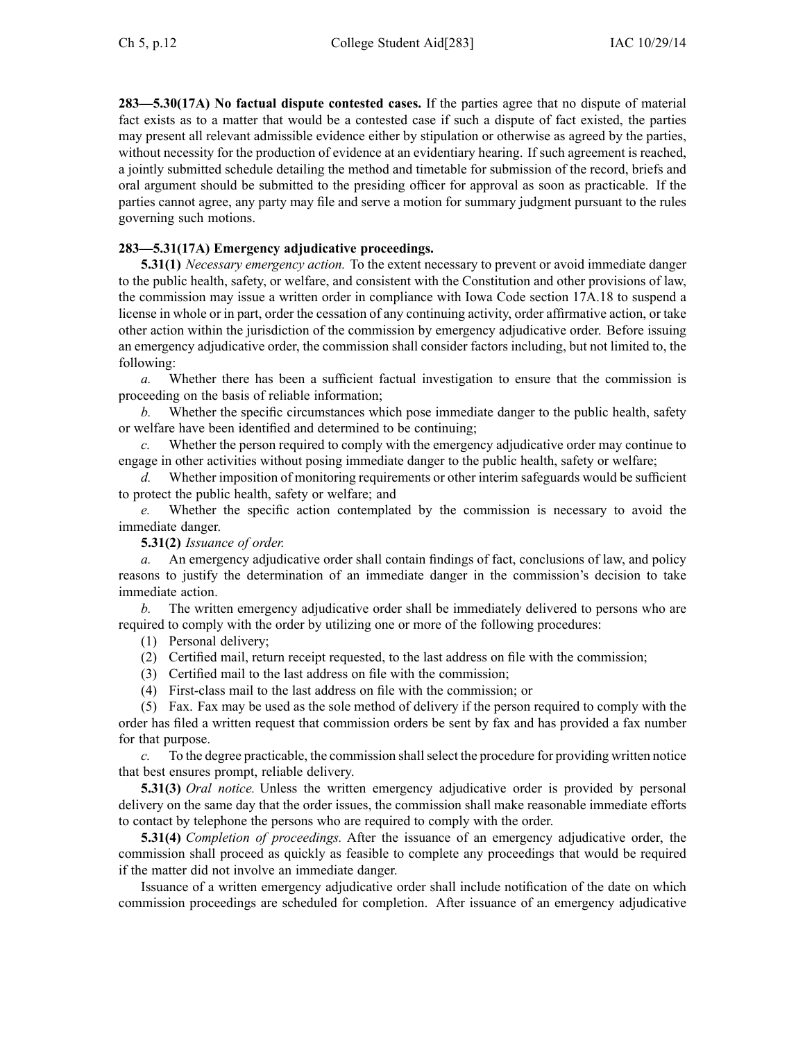**283—5.30(17A) No factual dispute contested cases.** If the parties agree that no dispute of material fact exists as to a matter that would be a contested case if such a dispute of fact existed, the parties may present all relevant admissible evidence either by stipulation or otherwise as agreed by the parties, without necessity for the production of evidence at an evidentiary hearing. If such agreement is reached, a jointly submitted schedule detailing the method and timetable for submission of the record, briefs and oral argument should be submitted to the presiding officer for approval as soon as practicable. If the parties cannot agree, any party may file and serve a motion for summary judgment pursuant to the rules governing such motions.

**283—5.31(17A) Emergency adjudicative proceedings.**

**5.31(1)** *Necessary emergency action.* To the extent necessary to prevent or avoid immediate danger to the public health, safety, or welfare, and consistent with the Constitution and other provisions of law, the commission may issue a written order in compliance with Iowa Code section 17A.18 to suspend a license in whole or in part, order the cessation of any continuing activity, order affirmative action, or take other action within the jurisdiction of the commission by emergency adjudicative order. Before issuing an emergency adjudicative order, the commission shall consider factors including, but not limited to, the following:

*a.* Whether there has been a sufficient factual investigation to ensure that the commission is proceeding on the basis of reliable information;

*b.* Whether the specific circumstances which pose immediate danger to the public health, safety or welfare have been identified and determined to be continuing;

*c.* Whether the person required to comply with the emergency adjudicative order may continue to engage in other activities without posing immediate danger to the public health, safety or welfare;

*d.* Whether imposition of monitoring requirements or other interim safeguards would be sufficient to protect the public health, safety or welfare; and

*e.* Whether the specific action contemplated by the commission is necessary to avoid the immediate danger.

**5.31(2)** *Issuance of order.*

*a.* An emergency adjudicative order shall contain findings of fact, conclusions of law, and policy reasons to justify the determination of an immediate danger in the commission's decision to take immediate action.

*b.* The written emergency adjudicative order shall be immediately delivered to persons who are required to comply with the order by utilizing one or more of the following procedures:

(1) Personal delivery;

(2) Certified mail, return receipt requested, to the last address on file with the commission;

(3) Certified mail to the last address on file with the commission;

(4) First-class mail to the last address on file with the commission; or

(5) Fax. Fax may be used as the sole method of delivery if the person required to comply with the order has filed a written request that commission orders be sent by fax and has provided a fax number for that purpose.

*c.* To the degree practicable, the commission shall select the procedure for providing written notice that best ensures prompt, reliable delivery.

**5.31(3)** *Oral notice.* Unless the written emergency adjudicative order is provided by personal delivery on the same day that the order issues, the commission shall make reasonable immediate efforts to contact by telephone the persons who are required to comply with the order.

**5.31(4)** *Completion of proceedings.* After the issuance of an emergency adjudicative order, the commission shall proceed as quickly as feasible to complete any proceedings that would be required if the matter did not involve an immediate danger.

Issuance of a written emergency adjudicative order shall include notification of the date on which commission proceedings are scheduled for completion. After issuance of an emergency adjudicative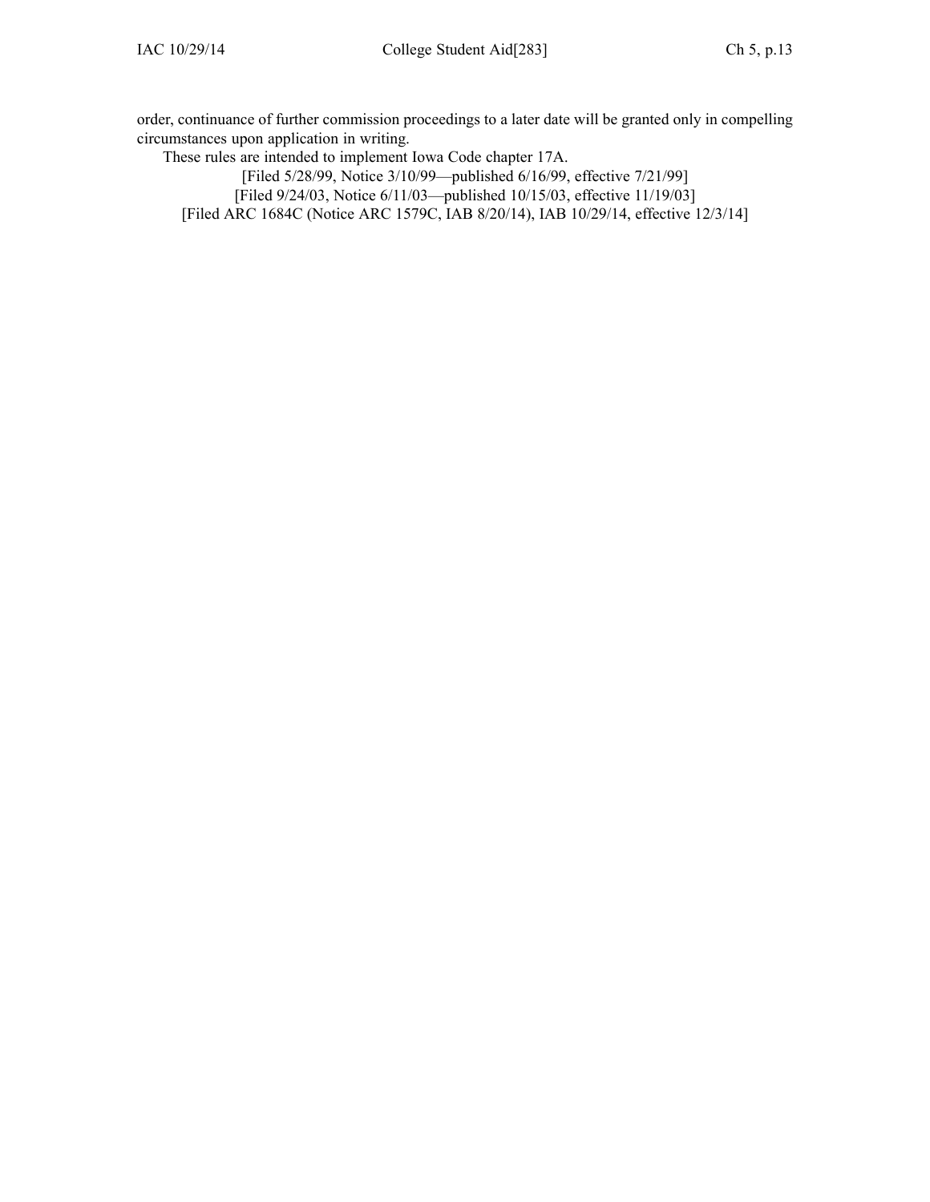order, continuance of further commission proceedings to a later date will be granted only in compelling circumstances upon application in writing.

These rules are intended to implement Iowa Code chapter 17A.

[Filed 5/28/99, Notice 3/10/99—published 6/16/99, effective 7/21/99]

[Filed 9/24/03, Notice 6/11/03—published 10/15/03, effective 11/19/03]

[Filed ARC 1684C (Notice ARC 1579C, IAB 8/20/14), IAB 10/29/14, effective 12/3/14]